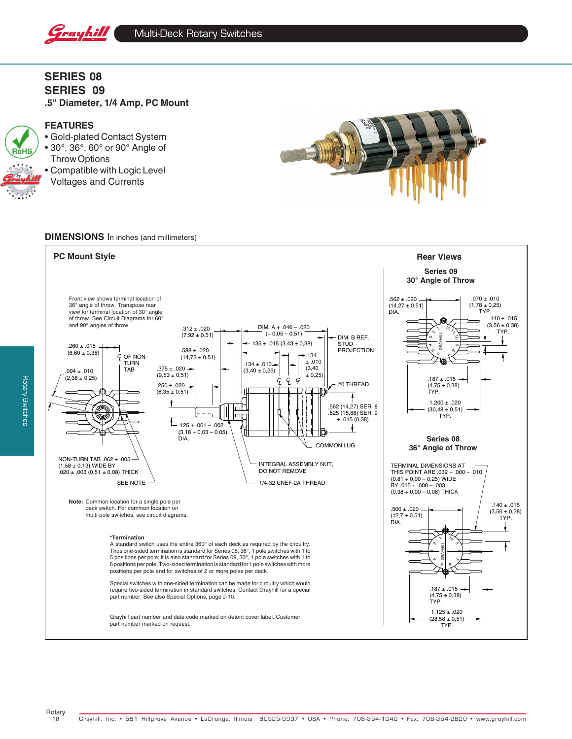# SERIES 08
# SERIES 09

**.5" Diameter, 1/4 Amp, PC Mount**

## FEATURES

- Gold-plated Contact System
- 30°, 36°, 60° or 90° Angle of Throw Options
- Compatible with Logic Level Voltages and Currents

## DIMENSIONS In inches (and millimeters)

### PC Mount Style

Front view shows terminal location of 36° angle of throw. Transpose rear view for terminal location of 30° angle of throw. See Circuit Diagrams for 60° and 90° angles of throw.

.260 ± .015 (6,60 ± 0,38)

℄ OF NON-TURN TAB

.094 ± .010 (2,38 ± 0,25)

.312 ± .020 (7,92 ± 0,51)

.588 ± .020 (14,73 ± 0,51)

.375 ± .020 (9,53 ± 0,51)

.250 ± .020 (6,35 ± 0,51)

DIM. A + .046 – .020 (+ 0,05 – 0,51)

.135 ± .015 (3,43 ± 0,38)

DIM. B REF. STUD PROJECTION

.134 ± .010 (3,40 ± 0,25)

.134 ± .010 (3,40 ± 0,25)

#0 THREAD

.562 (14,27) SER. 8
.625 (15,88) SER. 9
± .015 (0,38)

.125 + .001 – .002 (3,18 + 0,03 – 0,05) DIA.

COMMON LUG

NON-TURN TAB .062 ± .005 (1,58 ± 0,13) WIDE BY .020 ± .003 (0,51 ± 0,08) THICK

SEE NOTE

INTEGRAL ASSEMBLY NUT, DO NOT REMOVE

1/4-32 UNEF-2A THREAD

**Note:** Common location for a single pole per deck switch. For common location on multi-pole switches, see circuit diagrams.

**\*Termination**

A standard switch uses the entire 360° of each deck as required by the circuitry. Thus one-sided termination is standard for Series 08, 36°, 1 pole switches with 1 to 5 positions per pole; it is also standard for Series 09, 30°, 1 pole switches with 1 to 6 positions per pole. Two-sided termination is standard for 1 pole switches with more positions per pole and for switches of 2 or more poles per deck.

Special switches with one-sided termination can be made for circuitry which would require two-sided termination in standard switches. Contact Grayhill for a special part number. See also Special Options, page J-10.

Grayhill part number and date code marked on detent cover label. Customer part number marked on request.

### Rear Views

**Series 09**
**30° Angle of Throw**

.562 ± .020 (14,27 ± 0,51) DIA.

.070 ± .010 (1,78 ± 0,25) TYP.

.140 ± .015 (3,56 ± 0,38) TYP.

.187 ± .015 (4,75 ± 0,38) TYP.

1.200 ± .020 (30,48 ± 0,51) TYP.

**Series 08**
**36° Angle of Throw**

TERMINAL DIMENSIONS AT THIS POINT ARE .032 + .000 – .010 (0,81 + 0,00 – 0,25) WIDE BY .015 + .000 – .003 (0,38 + 0,00 – 0,08) THICK

.500 ± .020 (12,7 ± 0,51) DIA.

.140 ± .015 (3,56 ± 0,38) TYP.

.187 ± .015 (4,75 ± 0,38) TYP.

1.125 ± .020 (28,58 ± 0,51) TYP.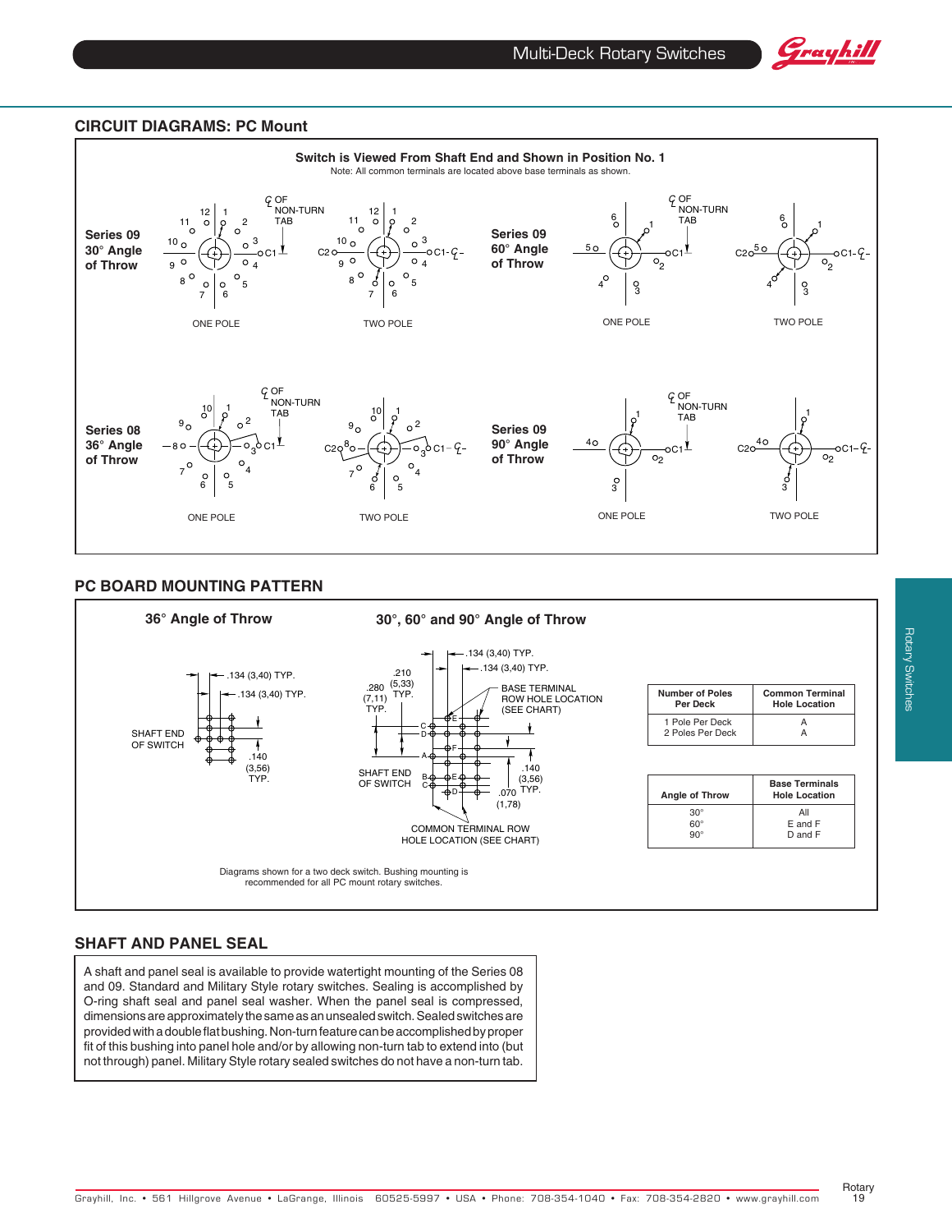## CIRCUIT DIAGRAMS: PC Mount

**Switch is Viewed From Shaft End and Shown in Position No. 1**

Note: All common terminals are located above base terminals as shown.

**Series 09 30° Angle of Throw** — ONE POLE, TWO POLE

**Series 09 60° Angle of Throw** — ONE POLE, TWO POLE

**Series 08 36° Angle of Throw** — ONE POLE, TWO POLE

**Series 09 90° Angle of Throw** — ONE POLE, TWO POLE

## PC BOARD MOUNTING PATTERN

**36° Angle of Throw**

**30°, 60° and 90° Angle of Throw**

| Number of Poles Per Deck | Common Terminal Hole Location |
|---|---|
| 1 Pole Per Deck | A |
| 2 Poles Per Deck | A |

| Angle of Throw | Base Terminals Hole Location |
|---|---|
| 30° | All |
| 60° | E and F |
| 90° | D and F |

Diagrams shown for a two deck switch. Bushing mounting is recommended for all PC mount rotary switches.

## SHAFT AND PANEL SEAL

A shaft and panel seal is available to provide watertight mounting of the Series 08 and 09. Standard and Military Style rotary switches. Sealing is accomplished by O-ring shaft seal and panel seal washer. When the panel seal is compressed, dimensions are approximately the same as an unsealed switch. Sealed switches are provided with a double flat bushing. Non-turn feature can be accomplished by proper fit of this bushing into panel hole and/or by allowing non-turn tab to extend into (but not through) panel. Military Style rotary sealed switches do not have a non-turn tab.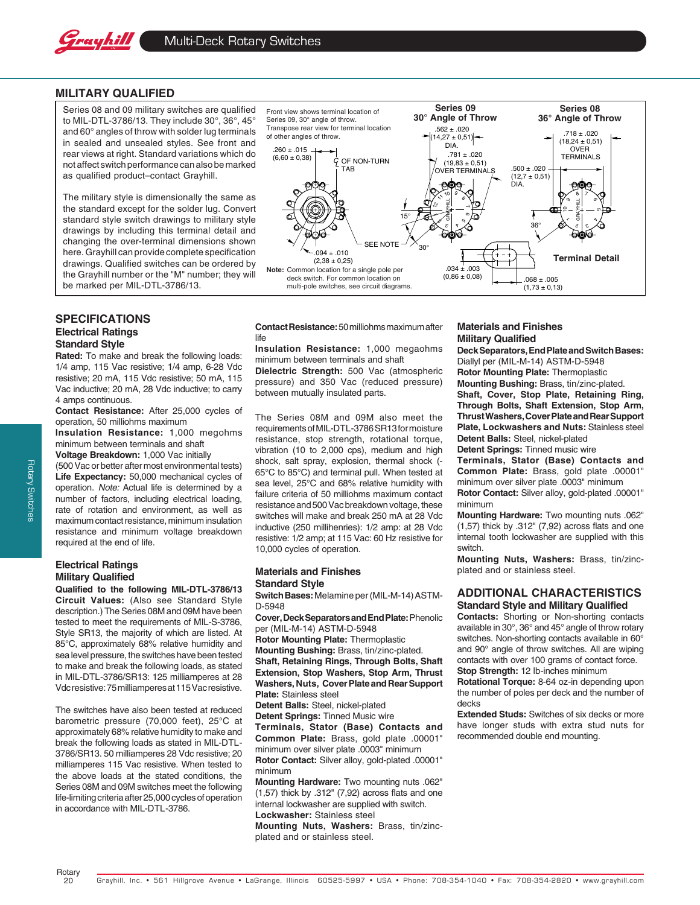## MILITARY QUALIFIED

Series 08 and 09 military switches are qualified to MIL-DTL-3786/13. They include 30°, 36°, 45° and 60° angles of throw with solder lug terminals in sealed and unsealed styles. See front and rear views at right. Standard variations which do not affect switch performance can also be marked as qualified product–contact Grayhill.

The military style is dimensionally the same as the standard except for the solder lug. Convert standard style switch drawings to military style drawings by including this terminal detail and changing the over-terminal dimensions shown here. Grayhill can provide complete specification drawings. Qualified switches can be ordered by the Grayhill number or the "M" number; they will be marked per MIL-DTL-3786/13.

Front view shows terminal location of Series 09, 30° angle of throw. Transpose rear view for terminal location of other angles of throw.

.260 ± .015 (6,60 ± 0,38)

℄ OF NON-TURN TAB

.094 ± .010 (2,38 ± 0,25)

SEE NOTE

15°

30°

Series 09
30° Angle of Throw

.562 ± .020 (14,27 ± 0,51) DIA.

.781 ± .020 (19,83 ± 0,51) OVER TERMINALS

Series 08
36° Angle of Throw

.718 ± .020 (18,24 ± 0,51) OVER TERMINALS

.500 ± .020 (12,7 ± 0,51) DIA.

36°

.034 ± .003 (0,86 ± 0,08)

.068 ± .005 (1,73 ± 0,13)

Terminal Detail

**Note:** Common location for a single pole per deck switch. For common location on multi-pole switches, see circuit diagrams.

## SPECIFICATIONS

### Electrical Ratings
### Standard Style

**Rated:** To make and break the following loads: 1/4 amp, 115 Vac resistive; 1/4 amp, 6-28 Vdc resistive; 20 mA, 115 Vdc resistive; 50 mA, 115 Vac inductive; 20 mA, 28 Vdc inductive; to carry 4 amps continuous.

**Contact Resistance:** After 25,000 cycles of operation, 50 milliohms maximum

**Insulation Resistance:** 1,000 megohms minimum between terminals and shaft

**Voltage Breakdown:** 1,000 Vac initially (500 Vac or better after most environmental tests)

**Life Expectancy:** 50,000 mechanical cycles of operation. *Note:* Actual life is determined by a number of factors, including electrical loading, rate of rotation and environment, as well as maximum contact resistance, minimum insulation resistance and minimum voltage breakdown required at the end of life.

### Electrical Ratings
### Military Qualified

**Qualified to the following MIL-DTL-3786/13 Circuit Values:** (Also see Standard Style description.) The Series 08M and 09M have been tested to meet the requirements of MIL-S-3786, Style SR13, the majority of which are listed. At 85°C, approximately 68% relative humidity and sea level pressure, the switches have been tested to make and break the following loads, as stated in MIL-DTL-3786/SR13: 125 milliamperes at 28 Vdc resistive: 75 milliamperes at 115 Vac resistive.

The switches have also been tested at reduced barometric pressure (70,000 feet), 25°C at approximately 68% relative humidity to make and break the following loads as stated in MIL-DTL-3786/SR13. 50 milliamperes 28 Vdc resistive; 20 milliamperes 115 Vac resistive. When tested to the above loads at the stated conditions, the Series 08M and 09M switches meet the following life-limiting criteria after 25,000 cycles of operation in accordance with MIL-DTL-3786.

**Contact Resistance:** 50 milliohms maximum after life

**Insulation Resistance:** 1,000 megaohms minimum between terminals and shaft

**Dielectric Strength:** 500 Vac (atmospheric pressure) and 350 Vac (reduced pressure) between mutually insulated parts.

The Series 08M and 09M also meet the requirements of MIL-DTL-3786 SR13 for moisture resistance, stop strength, rotational torque, vibration (10 to 2,000 cps), medium and high shock, salt spray, explosion, thermal shock (-65°C to 85°C) and terminal pull. When tested at sea level, 25°C and 68% relative humidity with failure criteria of 50 milliohms maximum contact resistance and 500 Vac breakdown voltage, these switches will make and break 250 mA at 28 Vdc inductive (250 millihenries): 1/2 amp: at 28 Vdc resistive: 1/2 amp; at 115 Vac: 60 Hz resistive for 10,000 cycles of operation.

### Materials and Finishes
### Standard Style

**Switch Bases:** Melamine per (MIL-M-14) ASTM-D-5948

**Cover, Deck Separators and End Plate:** Phenolic per (MIL-M-14) ASTM-D-5948

**Rotor Mounting Plate:** Thermoplastic

**Mounting Bushing:** Brass, tin/zinc-plated.

**Shaft, Retaining Rings, Through Bolts, Shaft Extension, Stop Washers, Stop Arm, Thrust Washers, Nuts, Cover Plate and Rear Support Plate:** Stainless steel

**Detent Balls:** Steel, nickel-plated

**Detent Springs:** Tinned Music wire

**Terminals, Stator (Base) Contacts and Common Plate:** Brass, gold plate .00001" minimum over silver plate .0003" minimum

**Rotor Contact:** Silver alloy, gold-plated .00001" minimum

**Mounting Hardware:** Two mounting nuts .062" (1,57) thick by .312" (7,92) across flats and one internal lockwasher are supplied with switch.

**Lockwasher:** Stainless steel

**Mounting Nuts, Washers:** Brass, tin/zinc-plated and or stainless steel.

### Materials and Finishes
### Military Qualified

**Deck Separators, End Plate and Switch Bases:** Diallyl per (MIL-M-14) ASTM-D-5948

**Rotor Mounting Plate:** Thermoplastic

**Mounting Bushing:** Brass, tin/zinc-plated.

**Shaft, Cover, Stop Plate, Retaining Ring, Through Bolts, Shaft Extension, Stop Arm, Thrust Washers, Cover Plate and Rear Support Plate, Lockwashers and Nuts:** Stainless steel

**Detent Balls:** Steel, nickel-plated

**Detent Springs:** Tinned music wire

**Terminals, Stator (Base) Contacts and Common Plate:** Brass, gold plate .00001" minimum over silver plate .0003" minimum

**Rotor Contact:** Silver alloy, gold-plated .00001" minimum

**Mounting Hardware:** Two mounting nuts .062" (1,57) thick by .312" (7,92) across flats and one internal tooth lockwasher are supplied with this switch.

**Mounting Nuts, Washers:** Brass, tin/zinc-plated and or stainless steel.

## ADDITIONAL CHARACTERISTICS

### Standard Style and Military Qualified

**Contacts:** Shorting or Non-shorting contacts available in 30°, 36° and 45° angle of throw rotary switches. Non-shorting contacts available in 60° and 90° angle of throw switches. All are wiping contacts with over 100 grams of contact force.

**Stop Strength:** 12 lb-inches minimum

**Rotational Torque:** 8-64 oz-in depending upon the number of poles per deck and the number of decks

**Extended Studs:** Switches of six decks or more have longer studs with extra stud nuts for recommended double end mounting.